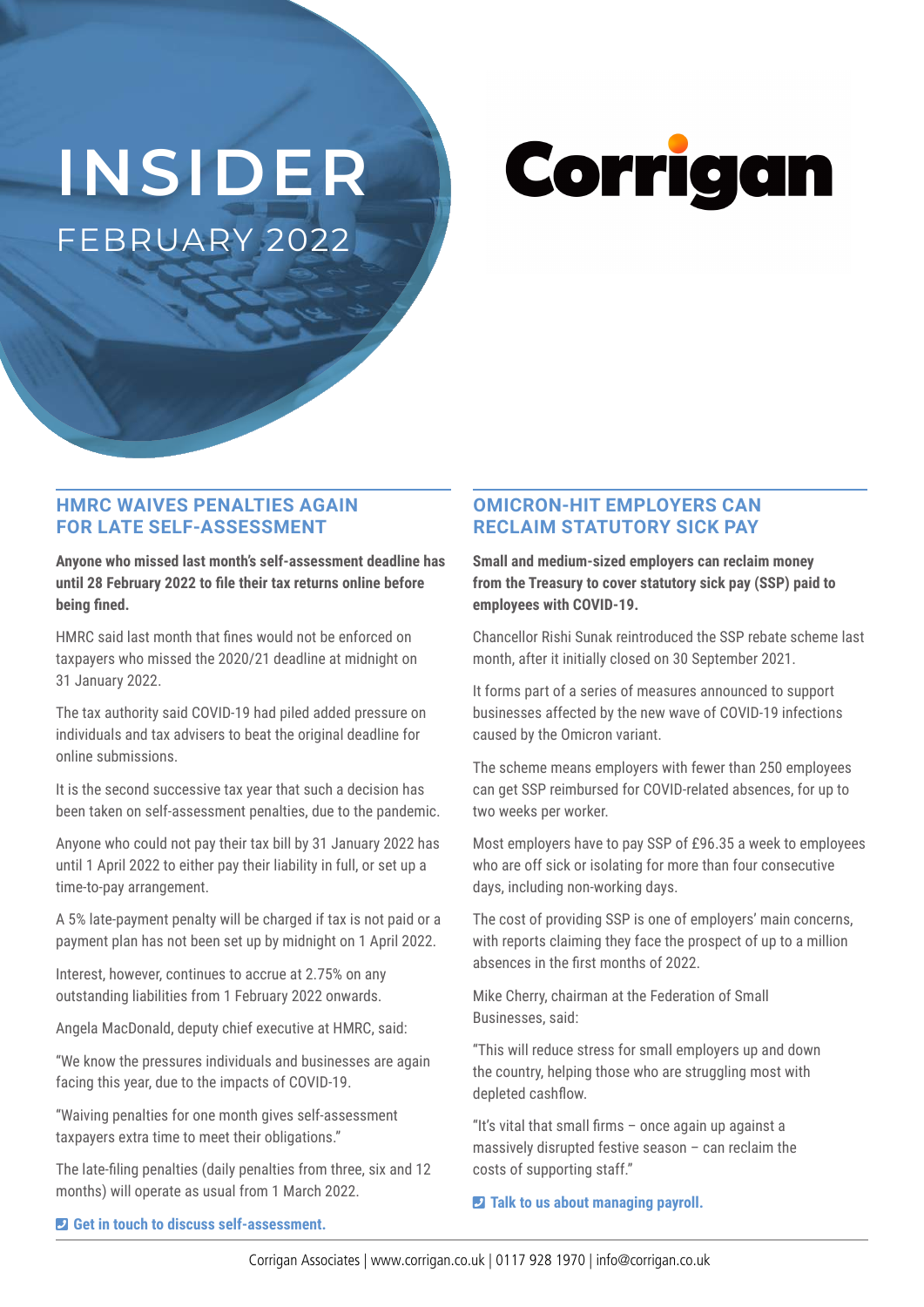# INSIDER

FEBRUARY 2022

Corrigan

## HMRC WAIVES PENALTIES AGAIN FOR LATE SELF-ASSESSMENT

**Anyone who missed last month's self-assessment deadline has until 28 February 2022 to file their tax returns online before being fined.**

HMRC said last month that fines would not be enforced on taxpayers who missed the 2020/21 deadline at midnight on 31 January 2022.

The tax authority said COVID-19 had piled added pressure on individuals and tax advisers to beat the original deadline for online submissions.

It is the second successive tax year that such a decision has been taken on self-assessment penalties, due to the pandemic.

Anyone who could not pay their tax bill by 31 January 2022 has until 1 April 2022 to either pay their liability in full, or set up a time-to-pay arrangement.

A 5% late-payment penalty will be charged if tax is not paid or a payment plan has not been set up by midnight on 1 April 2022.

Interest, however, continues to accrue at 2.75% on any outstanding liabilities from 1 February 2022 onwards.

Angela MacDonald, deputy chief executive at HMRC, said:

"We know the pressures individuals and businesses are again facing this year, due to the impacts of COVID-19.

"Waiving penalties for one month gives self-assessment taxpayers extra time to meet their obligations."

The late-filing penalties (daily penalties from three, six and 12 months) will operate as usual from 1 March 2022.

**Get in touch to discuss self-assessment.**

## OMICRON-HIT EMPLOYERS CAN RECLAIM STATUTORY SICK PAY

**Small and medium-sized employers can reclaim money from the Treasury to cover statutory sick pay (SSP) paid to employees with COVID-19.**

Chancellor Rishi Sunak reintroduced the SSP rebate scheme last month, after it initially closed on 30 September 2021.

It forms part of a series of measures announced to support businesses affected by the new wave of COVID-19 infections caused by the Omicron variant.

The scheme means employers with fewer than 250 employees can get SSP reimbursed for COVID-related absences, for up to two weeks per worker.

Most employers have to pay SSP of £96.35 a week to employees who are off sick or isolating for more than four consecutive days, including non-working days.

The cost of providing SSP is one of employers' main concerns, with reports claiming they face the prospect of up to a million absences in the first months of 2022.

Mike Cherry, chairman at the Federation of Small Businesses, said:

"This will reduce stress for small employers up and down the country, helping those who are struggling most with depleted cashflow.

"It's vital that small firms – once again up against a massively disrupted festive season – can reclaim the costs of supporting staff."

**Talk to us about managing payroll.**

Corrigan Associates | www.corrigan.co.uk | 0117 928 1970 | info@corrigan.co.uk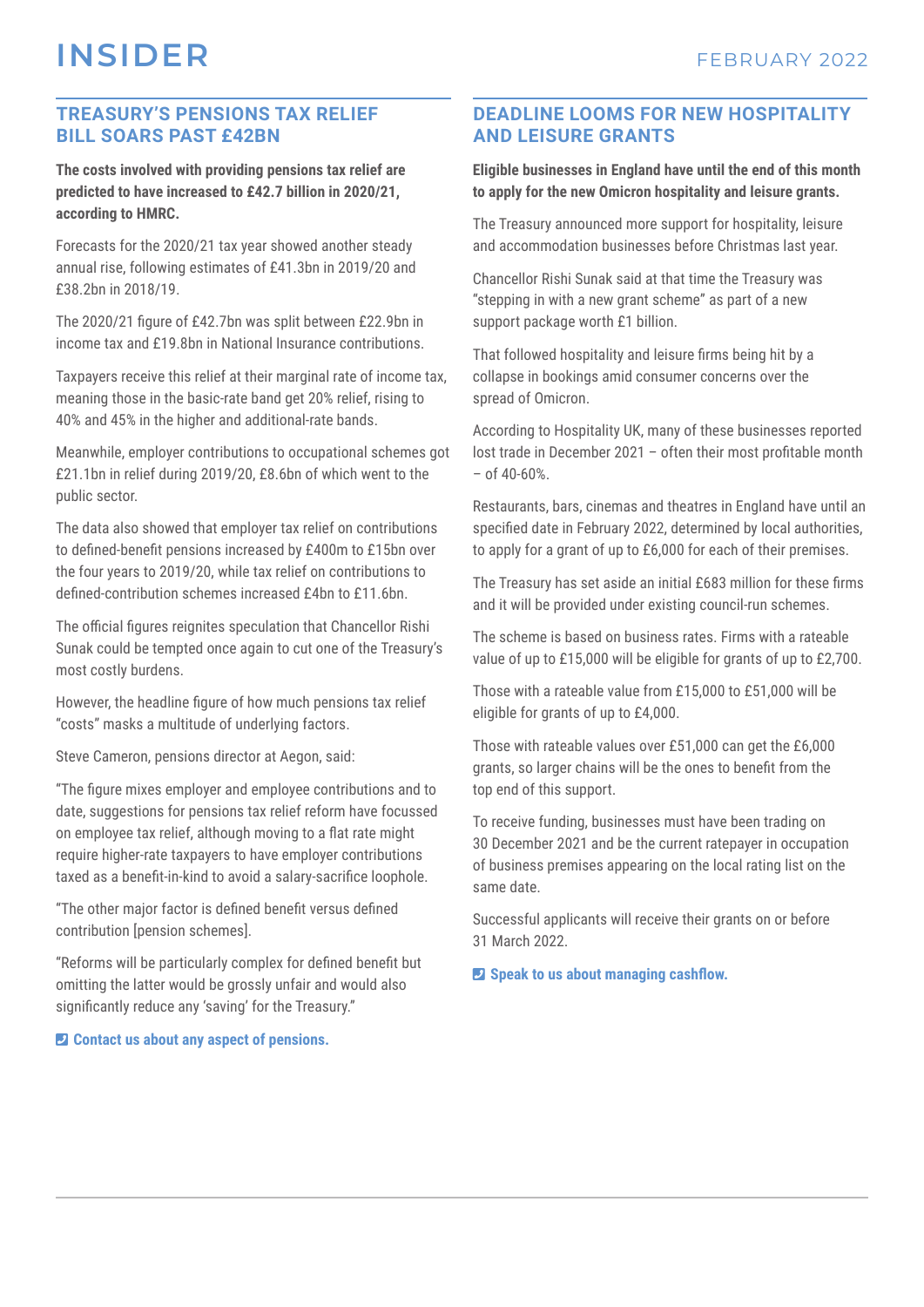## TREASURY'S PENSIONS TAX RELIEF BILL SOARS PAST £42BN

**The costs involved with providing pensions tax relief are predicted to have increased to £42.7 billion in 2020/21, according to HMRC.**

Forecasts for the 2020/21 tax year showed another steady annual rise, following estimates of £41.3bn in 2019/20 and £38.2bn in 2018/19.

The 2020/21 figure of £42.7bn was split between £22.9bn in income tax and £19.8bn in National Insurance contributions.

Taxpayers receive this relief at their marginal rate of income tax, meaning those in the basic-rate band get 20% relief, rising to 40% and 45% in the higher and additional-rate bands.

Meanwhile, employer contributions to occupational schemes got £21.1bn in relief during 2019/20, £8.6bn of which went to the public sector.

The data also showed that employer tax relief on contributions to defined-benefit pensions increased by £400m to £15bn over the four years to 2019/20, while tax relief on contributions to defined-contribution schemes increased £4bn to £11.6bn.

The official figures reignites speculation that Chancellor Rishi Sunak could be tempted once again to cut one of the Treasury's most costly burdens.

However, the headline figure of how much pensions tax relief "costs" masks a multitude of underlying factors.

Steve Cameron, pensions director at Aegon, said:

"The figure mixes employer and employee contributions and to date, suggestions for pensions tax relief reform have focussed on employee tax relief, although moving to a flat rate might require higher-rate taxpayers to have employer contributions taxed as a benefit-in-kind to avoid a salary-sacrifice loophole.

"The other major factor is defined benefit versus defined contribution [pension schemes].

"Reforms will be particularly complex for defined benefit but omitting the latter would be grossly unfair and would also significantly reduce any 'saving' for the Treasury."

**Contact us about any aspect of pensions.**

## DEADLINE LOOMS FOR NEW HOSPITALITY AND LEISURE GRANTS

**Eligible businesses in England have until the end of this month to apply for the new Omicron hospitality and leisure grants.**

The Treasury announced more support for hospitality, leisure and accommodation businesses before Christmas last year.

Chancellor Rishi Sunak said at that time the Treasury was "stepping in with a new grant scheme" as part of a new support package worth £1 billion.

That followed hospitality and leisure firms being hit by a collapse in bookings amid consumer concerns over the spread of Omicron.

According to Hospitality UK, many of these businesses reported lost trade in December 2021 – often their most profitable month – of 40-60%.

Restaurants, bars, cinemas and theatres in England have until an specified date in February 2022, determined by local authorities, to apply for a grant of up to £6,000 for each of their premises.

The Treasury has set aside an initial £683 million for these firms and it will be provided under existing council-run schemes.

The scheme is based on business rates. Firms with a rateable value of up to £15,000 will be eligible for grants of up to £2,700.

Those with a rateable value from £15,000 to £51,000 will be eligible for grants of up to £4,000.

Those with rateable values over £51,000 can get the £6,000 grants, so larger chains will be the ones to benefit from the top end of this support.

To receive funding, businesses must have been trading on 30 December 2021 and be the current ratepayer in occupation of business premises appearing on the local rating list on the same date.

Successful applicants will receive their grants on or before 31 March 2022.

**Speak to us about managing cashflow.**